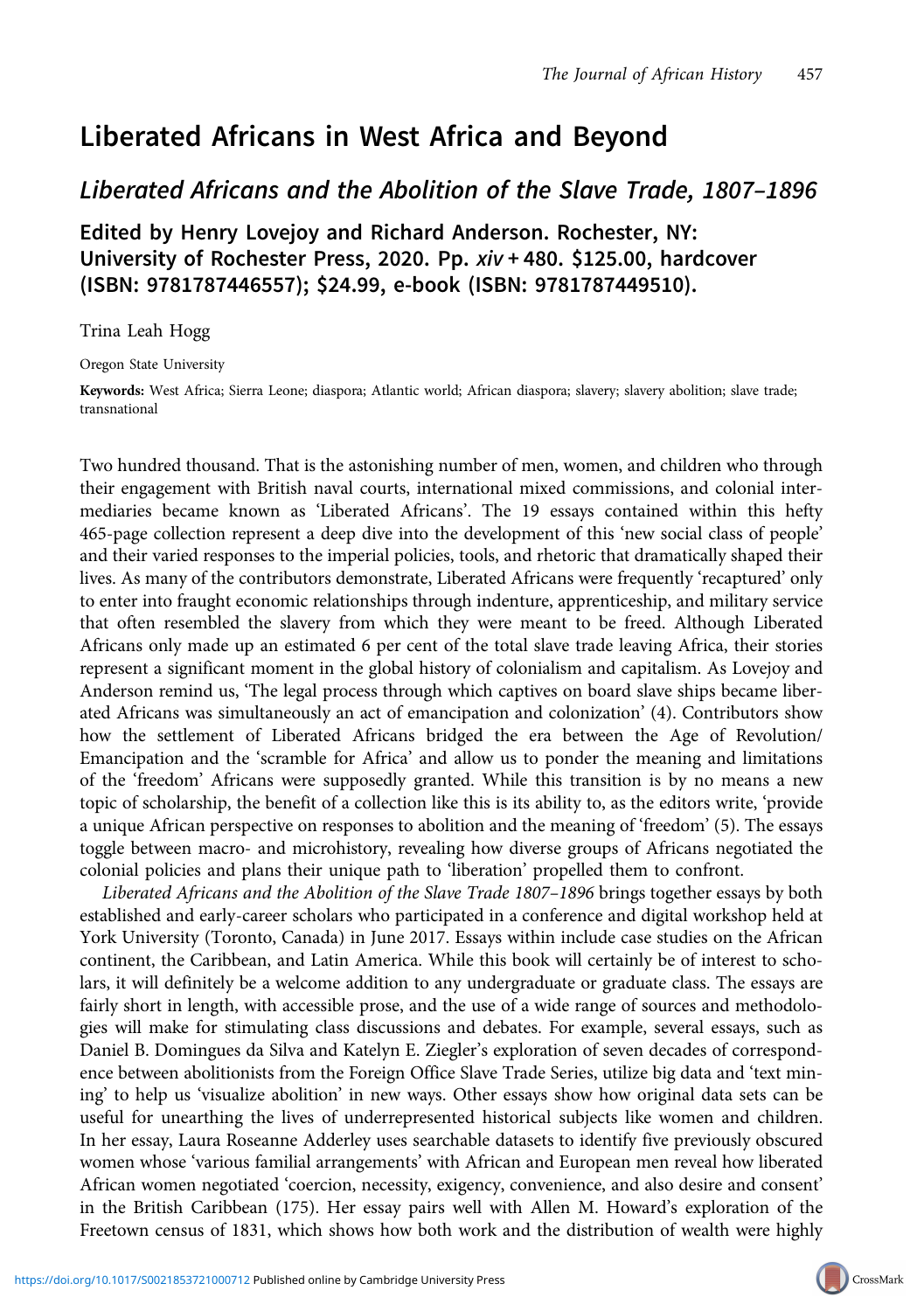# Liberated Africans in West Africa and Beyond

## *Liberated Africans and the Abolition of the Slave Trade, 1807–1896*

### Edited by Henry Lovejoy and Richard Anderson. Rochester, NY: University of Rochester Press, 2020. Pp. *xiv* + 480. $125.00, hardcover (ISBN: 9781787446557); $24.99, e-book (ISBN: 9781787449510).

Trina Leah Hogg

Oregon State University

**Keywords:** West Africa; Sierra Leone; diaspora; Atlantic world; African diaspora; slavery; slavery abolition; slave trade; transnational

Two hundred thousand. That is the astonishing number of men, women, and children who through their engagement with British naval courts, international mixed commissions, and colonial intermediaries became known as 'Liberated Africans'. The 19 essays contained within this hefty 465-page collection represent a deep dive into the development of this 'new social class of people' and their varied responses to the imperial policies, tools, and rhetoric that dramatically shaped their lives. As many of the contributors demonstrate, Liberated Africans were frequently 'recaptured' only to enter into fraught economic relationships through indenture, apprenticeship, and military service that often resembled the slavery from which they were meant to be freed. Although Liberated Africans only made up an estimated 6 per cent of the total slave trade leaving Africa, their stories represent a significant moment in the global history of colonialism and capitalism. As Lovejoy and Anderson remind us, 'The legal process through which captives on board slave ships became liberated Africans was simultaneously an act of emancipation and colonization' (4). Contributors show how the settlement of Liberated Africans bridged the era between the Age of Revolution/Emancipation and the 'scramble for Africa' and allow us to ponder the meaning and limitations of the 'freedom' Africans were supposedly granted. While this transition is by no means a new topic of scholarship, the benefit of a collection like this is its ability to, as the editors write, 'provide a unique African perspective on responses to abolition and the meaning of 'freedom' (5). The essays toggle between macro- and microhistory, revealing how diverse groups of Africans negotiated the colonial policies and plans their unique path to 'liberation' propelled them to confront.

*Liberated Africans and the Abolition of the Slave Trade 1807–1896* brings together essays by both established and early-career scholars who participated in a conference and digital workshop held at York University (Toronto, Canada) in June 2017. Essays within include case studies on the African continent, the Caribbean, and Latin America. While this book will certainly be of interest to scholars, it will definitely be a welcome addition to any undergraduate or graduate class. The essays are fairly short in length, with accessible prose, and the use of a wide range of sources and methodologies will make for stimulating class discussions and debates. For example, several essays, such as Daniel B. Domingues da Silva and Katelyn E. Ziegler's exploration of seven decades of correspondence between abolitionists from the Foreign Office Slave Trade Series, utilize big data and 'text mining' to help us 'visualize abolition' in new ways. Other essays show how original data sets can be useful for unearthing the lives of underrepresented historical subjects like women and children. In her essay, Laura Roseanne Adderley uses searchable datasets to identify five previously obscured women whose 'various familial arrangements' with African and European men reveal how liberated African women negotiated 'coercion, necessity, exigency, convenience, and also desire and consent' in the British Caribbean (175). Her essay pairs well with Allen M. Howard's exploration of the Freetown census of 1831, which shows how both work and the distribution of wealth were highly

https://doi.org/10.1017/S0021853721000712 Published online by Cambridge University Press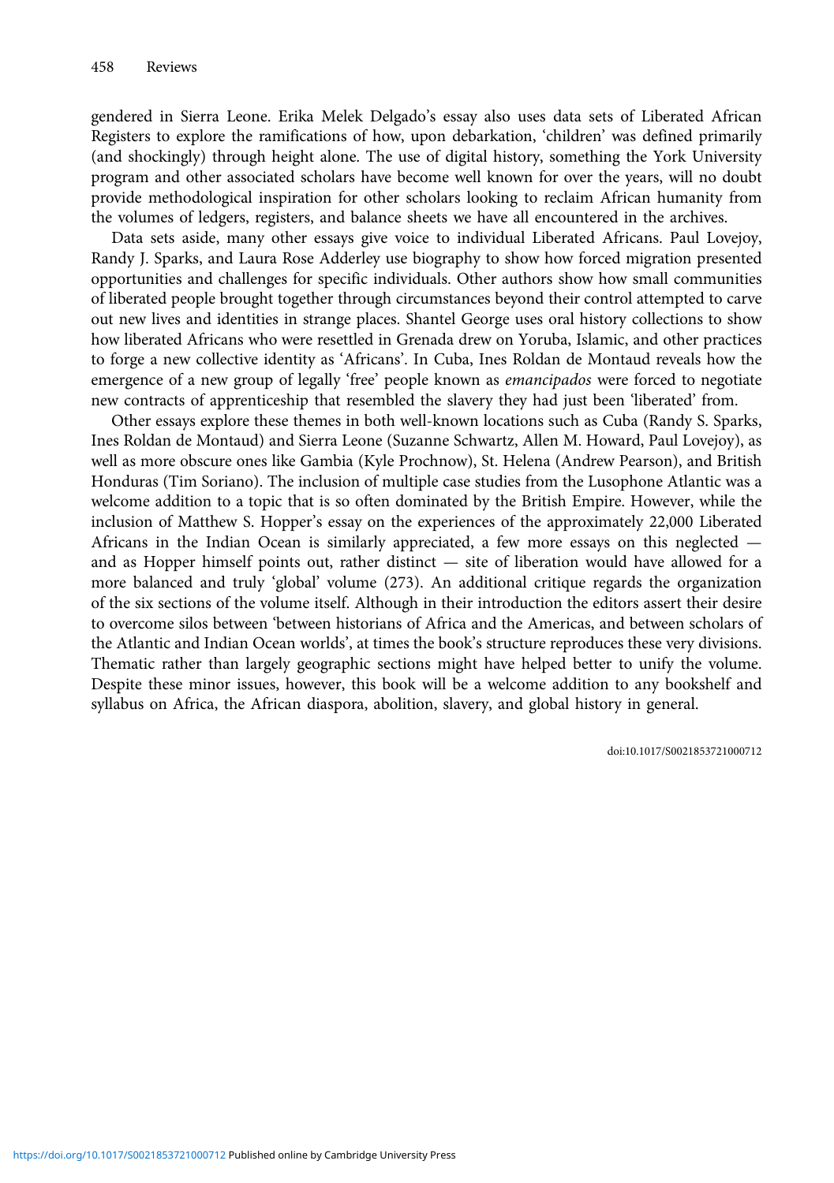gendered in Sierra Leone. Erika Melek Delgado's essay also uses data sets of Liberated African Registers to explore the ramifications of how, upon debarkation, 'children' was defined primarily (and shockingly) through height alone. The use of digital history, something the York University program and other associated scholars have become well known for over the years, will no doubt provide methodological inspiration for other scholars looking to reclaim African humanity from the volumes of ledgers, registers, and balance sheets we have all encountered in the archives.

Data sets aside, many other essays give voice to individual Liberated Africans. Paul Lovejoy, Randy J. Sparks, and Laura Rose Adderley use biography to show how forced migration presented opportunities and challenges for specific individuals. Other authors show how small communities of liberated people brought together through circumstances beyond their control attempted to carve out new lives and identities in strange places. Shantel George uses oral history collections to show how liberated Africans who were resettled in Grenada drew on Yoruba, Islamic, and other practices to forge a new collective identity as 'Africans'. In Cuba, Ines Roldan de Montaud reveals how the emergence of a new group of legally 'free' people known as *emancipados* were forced to negotiate new contracts of apprenticeship that resembled the slavery they had just been 'liberated' from.

Other essays explore these themes in both well-known locations such as Cuba (Randy S. Sparks, Ines Roldan de Montaud) and Sierra Leone (Suzanne Schwartz, Allen M. Howard, Paul Lovejoy), as well as more obscure ones like Gambia (Kyle Prochnow), St. Helena (Andrew Pearson), and British Honduras (Tim Soriano). The inclusion of multiple case studies from the Lusophone Atlantic was a welcome addition to a topic that is so often dominated by the British Empire. However, while the inclusion of Matthew S. Hopper's essay on the experiences of the approximately 22,000 Liberated Africans in the Indian Ocean is similarly appreciated, a few more essays on this neglected — and as Hopper himself points out, rather distinct — site of liberation would have allowed for a more balanced and truly 'global' volume (273). An additional critique regards the organization of the six sections of the volume itself. Although in their introduction the editors assert their desire to overcome silos between 'between historians of Africa and the Americas, and between scholars of the Atlantic and Indian Ocean worlds', at times the book's structure reproduces these very divisions. Thematic rather than largely geographic sections might have helped better to unify the volume. Despite these minor issues, however, this book will be a welcome addition to any bookshelf and syllabus on Africa, the African diaspora, abolition, slavery, and global history in general.

doi:10.1017/S0021853721000712